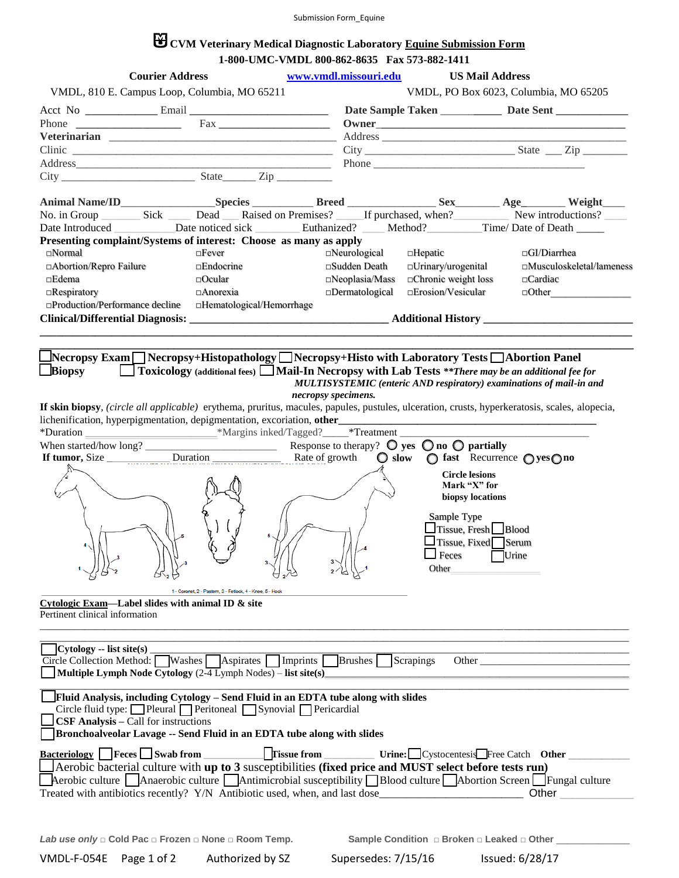Submission Form_Equine

# CVM Veterinary Medical Diagnostic Laboratory Equine Submission Form

**1-800-UMC-VMDL 800-862-8635 Fax 573-882-1411**

| **Courier Address** | www.vmdl.missouri.edu | **US Mail Address** |
|---|---|---|
| VMDL, 810 E. Campus Loop, Columbia, MO 65211 | | VMDL, PO Box 6023, Columbia, MO 65205 |

Acct No ____________ Email ________________________ **Date Sample Taken** __________ **Date Sent** ____________

Phone __________________ Fax ____________________ **Owner**_____________________________________________

**Veterinarian** ________________________________________ Address ____________________________________________

Clinic ____________________________________________ City ________________________ State ___ Zip ________

Address____________________________________________ Phone ______________________________________

City __________________________ State______ Zip __________

**Animal Name/ID**________________**Species** __________ **Breed** ______________ **Sex**_______ **Age**_______ **Weight**____

No. in Group _______ Sick ____ Dead ___ Raised on Premises? _____If purchased, when?_________ New introductions? ____

Date Introduced __________Date noticed sick ________ Euthanized? ____ Method?_________Time/ Date of Death _____

**Presenting complaint/Systems of interest: Choose as many as apply**

| | | | | |
|---|---|---|---|---|
| □Normal | □Fever | □Neurological | □Hepatic | □GI/Diarrhea |
| □Abortion/Repro Failure | □Endocrine | □Sudden Death | □Urinary/urogenital | □Musculoskeletal/lameness |
| □Edema | □Ocular | □Neoplasia/Mass | □Chronic weight loss | □Cardiac |
| □Respiratory | □Anorexia | □Dermatological | □Erosion/Vesicular | □Other_______________ |
| □Production/Performance decline | □Hematological/Hemorrhage | | | |

**Clinical/Differential Diagnosis:** _________________________________ **Additional History** _________________________

________________________________________________________________________________________________

☐**Necropsy Exam** ☐ **Necropsy+Histopathology** ☐**Necropsy+Histo with Laboratory Tests** ☐**Abortion Panel**
☐**Biopsy** ☐ **Toxicology** **(additional fees)** ☐ **Mail-In Necropsy with Lab Tests** ***\*\*There may be an additional fee for MULTISYSTEMIC (enteric AND respiratory) examinations of mail-in and necropsy specimens.***

**If skin biopsy**, *(circle all applicable)* erythema, pruritus, macules, papules, pustules, ulceration, crusts, hyperkeratosis, scales, alopecia, lichenification, hyperpigmentation, depigmentation, excoriation, **other**_____________________________________________

*Duration ______________________*Margins inked/Tagged?_____*Treatment ___________________________________

When started/how long? ______________________ Response to therapy? ◯ **yes** ◯ **no** ◯ **partially**

**If tumor,** Size __________ Duration _____________ Rate of growth ◯ **slow** ◯ **fast** Recurrence ◯**yes**◯**no**

**Circle lesions**
**Mark "X" for biopsy locations**

1- Coronet, 2 - Pastern, 3 - Fetlock, 4 - Knee, 5 - Hock

Sample Type
☐Tissue, Fresh ☐Blood
☐Tissue, Fixed ☐Serum
☐ Feces ☐Urine
Other______________

**Cytologic Exam—Label slides with animal ID & site**

Pertinent clinical information

________________________________________________________________________________________________

________________________________________________________________________________________________

☐**Cytology -- list site(s)** ____________________________________________________________________________

Circle Collection Method: ☐Washes ☐Aspirates ☐ Imprints ☐Brushes ☐ Scrapings Other ___________________________

☐ **Multiple Lymph Node Cytology** (2-4 Lymph Nodes) – **list site(s)**______________________________________________

☐**Fluid Analysis, including Cytology – Send Fluid in an EDTA tube along with slides**

Circle fluid type: ☐Pleural ☐ Peritoneal ☐ Synovial ☐ Pericardial

☐ **CSF Analysis –** Call for instructions

☐ **Bronchoalveolar Lavage -- Send Fluid in an EDTA tube along with slides**

**Bacteriology** ☐**Feces** ☐**Swab from** __________ ☐**Tissue from** _________ **Urine:**☐Cystocentesis☐Free Catch **Other** ___________

☐ Aerobic bacterial culture with **up to 3** susceptibilities **(fixed price and MUST select before tests run)**

☐Aerobic culture ☐Anaerobic culture ☐Antimicrobial susceptibility ☐Blood culture ☐Abortion Screen ☐Fungal culture

Treated with antibiotics recently? Y/N Antibiotic used, when, and last dose________________________ Other ___________

*Lab use only* □ Cold Pac □ Frozen □ None □ Room Temp. Sample Condition □ Broken □ Leaked □ Other _____________

VMDL-F-054E Authorized by SZ Supersedes: 7/15/16 Issued: 6/28/17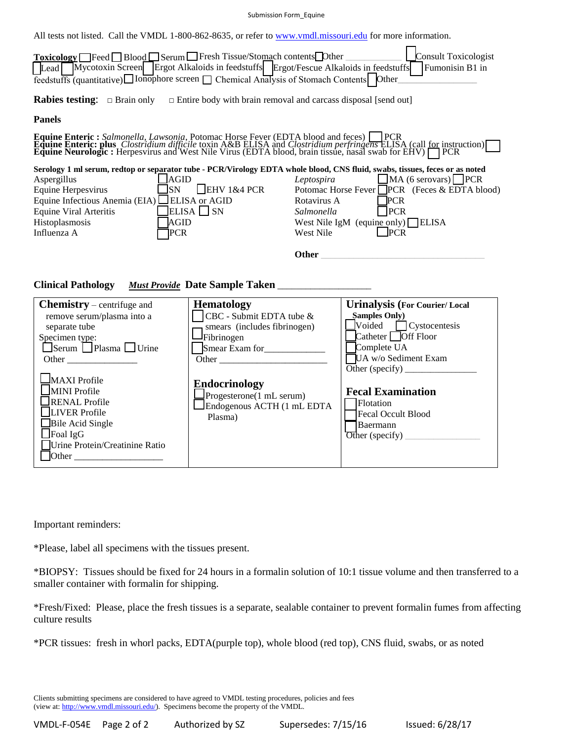All tests not listed. Call the VMDL 1-800-862-8635, or refer to www.vmdl.missouri.edu for more information.

**Toxicology** ☐ Feed ☐ Blood ☐ Serum ☐ Fresh Tissue/Stomach contents ☐ Other ____________ ☐ Consult Toxicologist ☐ Lead ☐ Mycotoxin Screen ☐ Ergot Alkaloids in feedstuffs ☐ Ergot/Fescue Alkaloids in feedstuffs ☐ Fumonisin B1 in feedstuffs (quantitative) ☐ Ionophore screen ☐ Chemical Analysis of Stomach Contents ☐ Other________________

**Rabies testing**: □ Brain only □ Entire body with brain removal and carcass disposal [send out]

**Panels**

**Equine Enteric :** *Salmonella*, *Lawsonia*, Potomac Horse Fever (EDTA blood and feces) ☐ PCR
**Equine Enteric: plus** *Clostridium difficile* toxin A&B ELISA and *Clostridium perfringens* ELISA (call for instruction) ☐
**Equine Neurologic :** Herpesvirus and West Nile Virus (EDTA blood, brain tissue, nasal swab for EHV) ☐ PCR

**Serology 1 ml serum, redtop or separator tube - PCR/Virology EDTA whole blood, CNS fluid, swabs, tissues, feces or as noted**

| | | | |
|---|---|---|---|
| Aspergillus | ☐ AGID | *Leptospira* | ☐ MA (6 serovars) ☐ PCR |
| Equine Herpesvirus | ☐ SN ☐ EHV 1&4 PCR | Potomac Horse Fever | ☐ PCR (Feces & EDTA blood) |
| Equine Infectious Anemia (EIA) | ☐ ELISA or AGID | Rotavirus A | ☐ PCR |
| Equine Viral Arteritis | ☐ ELISA ☐ SN | *Salmonella* | ☐ PCR |
| Histoplasmosis | ☐ AGID | West Nile IgM (equine only) | ☐ ELISA |
| Influenza A | ☐ PCR | West Nile | ☐ PCR |

**Other** ________________________________

**Clinical Pathology** ***Must Provide*** **Date Sample Taken** _________________

| **Chemistry** – centrifuge and remove serum/plasma into a separate tube | **Hematology** | **Urinalysis (For Courier/ Local Samples Only)** |
|---|---|---|
| Specimen type: ☐ Serum ☐ Plasma ☐ Urine Other _______________ | ☐ CBC - Submit EDTA tube & smears (includes fibrinogen) ☐ Fibrinogen ☐ Smear Exam for____________ Other ______________________ | ☐ Voided ☐ Cystocentesis ☐ Catheter ☐ Off Floor ☐ Complete UA ☐ UA w/o Sediment Exam Other (specify) _______________ |
| ☐ MAXI Profile ☐ MINI Profile ☐ RENAL Profile ☐ LIVER Profile ☐ Bile Acid Single ☐ Foal IgG ☐ Urine Protein/Creatinine Ratio ☐ Other __________________ | **Endocrinology** ☐ Progesterone(1 mL serum) ☐ Endogenous ACTH (1 mL EDTA Plasma) | **Fecal Examination** ☐ Flotation ☐ Fecal Occult Blood ☐ Baermann Other (specify) _______________ |

Important reminders:

*Please, label all specimens with the tissues present.

*BIOPSY: Tissues should be fixed for 24 hours in a formalin solution of 10:1 tissue volume and then transferred to a smaller container with formalin for shipping.

*Fresh/Fixed: Please, place the fresh tissues is a separate, sealable container to prevent formalin fumes from affecting culture results

*PCR tissues: fresh in whorl packs, EDTA(purple top), whole blood (red top), CNS fluid, swabs, or as noted

Clients submitting specimens are considered to have agreed to VMDL testing procedures, policies and fees (view at: http://www.vmdl.missouri.edu/). Specimens become the property of the VMDL.

VMDL-F-054E Authorized by SZ Supersedes: 7/15/16 Issued: 6/28/17